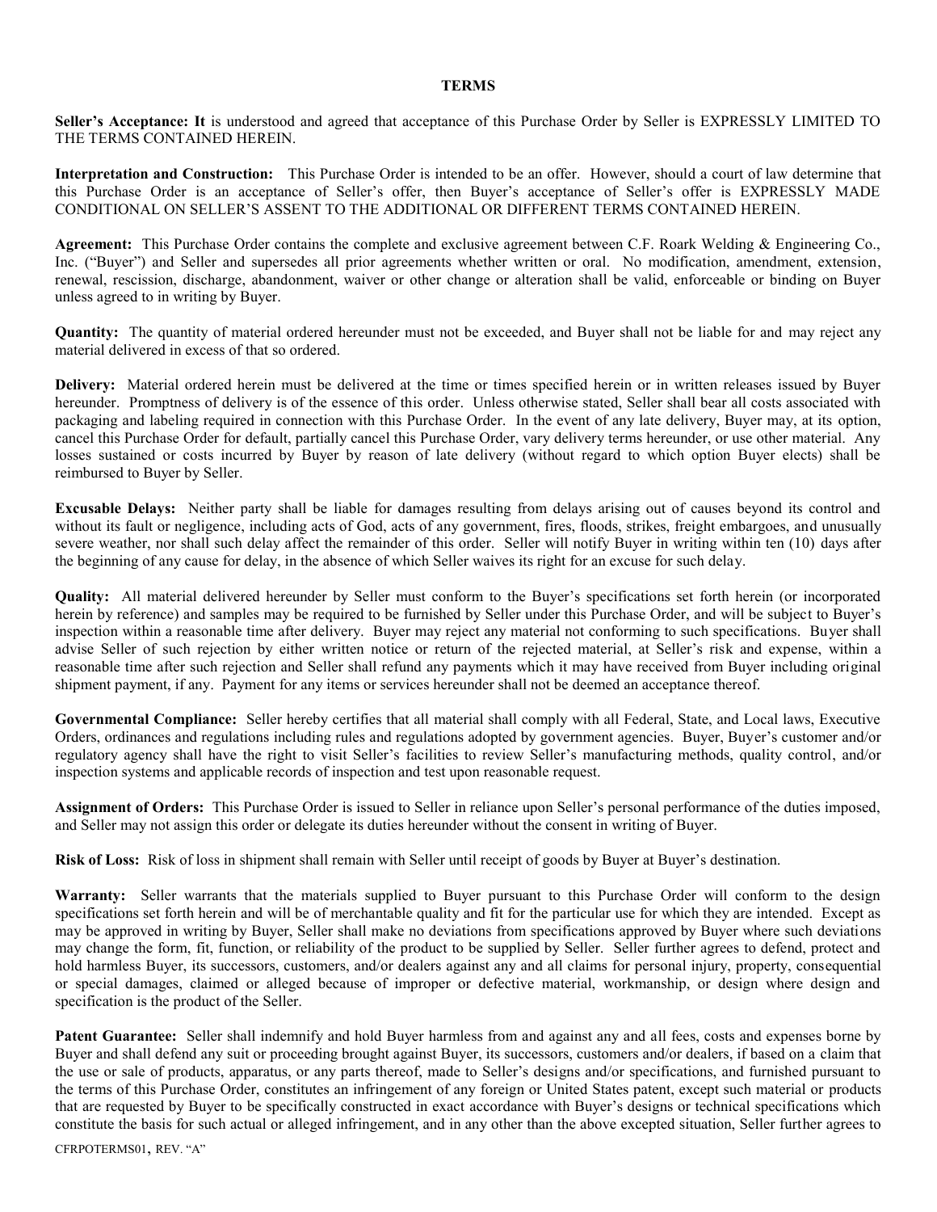# TERMS

**Seller's Acceptance: It** is understood and agreed that acceptance of this Purchase Order by Seller is EXPRESSLY LIMITED TO THE TERMS CONTAINED HEREIN.

**Interpretation and Construction:** This Purchase Order is intended to be an offer. However, should a court of law determine that this Purchase Order is an acceptance of Seller's offer, then Buyer's acceptance of Seller's offer is EXPRESSLY MADE CONDITIONAL ON SELLER'S ASSENT TO THE ADDITIONAL OR DIFFERENT TERMS CONTAINED HEREIN.

**Agreement:** This Purchase Order contains the complete and exclusive agreement between C.F. Roark Welding & Engineering Co., Inc. ("Buyer") and Seller and supersedes all prior agreements whether written or oral. No modification, amendment, extension, renewal, rescission, discharge, abandonment, waiver or other change or alteration shall be valid, enforceable or binding on Buyer unless agreed to in writing by Buyer.

**Quantity:** The quantity of material ordered hereunder must not be exceeded, and Buyer shall not be liable for and may reject any material delivered in excess of that so ordered.

**Delivery:** Material ordered herein must be delivered at the time or times specified herein or in written releases issued by Buyer hereunder. Promptness of delivery is of the essence of this order. Unless otherwise stated, Seller shall bear all costs associated with packaging and labeling required in connection with this Purchase Order. In the event of any late delivery, Buyer may, at its option, cancel this Purchase Order for default, partially cancel this Purchase Order, vary delivery terms hereunder, or use other material. Any losses sustained or costs incurred by Buyer by reason of late delivery (without regard to which option Buyer elects) shall be reimbursed to Buyer by Seller.

**Excusable Delays:** Neither party shall be liable for damages resulting from delays arising out of causes beyond its control and without its fault or negligence, including acts of God, acts of any government, fires, floods, strikes, freight embargoes, and unusually severe weather, nor shall such delay affect the remainder of this order. Seller will notify Buyer in writing within ten (10) days after the beginning of any cause for delay, in the absence of which Seller waives its right for an excuse for such delay.

**Quality:** All material delivered hereunder by Seller must conform to the Buyer's specifications set forth herein (or incorporated herein by reference) and samples may be required to be furnished by Seller under this Purchase Order, and will be subject to Buyer's inspection within a reasonable time after delivery. Buyer may reject any material not conforming to such specifications. Buyer shall advise Seller of such rejection by either written notice or return of the rejected material, at Seller's risk and expense, within a reasonable time after such rejection and Seller shall refund any payments which it may have received from Buyer including original shipment payment, if any. Payment for any items or services hereunder shall not be deemed an acceptance thereof.

**Governmental Compliance:** Seller hereby certifies that all material shall comply with all Federal, State, and Local laws, Executive Orders, ordinances and regulations including rules and regulations adopted by government agencies. Buyer, Buyer's customer and/or regulatory agency shall have the right to visit Seller's facilities to review Seller's manufacturing methods, quality control, and/or inspection systems and applicable records of inspection and test upon reasonable request.

**Assignment of Orders:** This Purchase Order is issued to Seller in reliance upon Seller's personal performance of the duties imposed, and Seller may not assign this order or delegate its duties hereunder without the consent in writing of Buyer.

**Risk of Loss:** Risk of loss in shipment shall remain with Seller until receipt of goods by Buyer at Buyer's destination.

**Warranty:** Seller warrants that the materials supplied to Buyer pursuant to this Purchase Order will conform to the design specifications set forth herein and will be of merchantable quality and fit for the particular use for which they are intended. Except as may be approved in writing by Buyer, Seller shall make no deviations from specifications approved by Buyer where such deviations may change the form, fit, function, or reliability of the product to be supplied by Seller. Seller further agrees to defend, protect and hold harmless Buyer, its successors, customers, and/or dealers against any and all claims for personal injury, property, consequential or special damages, claimed or alleged because of improper or defective material, workmanship, or design where design and specification is the product of the Seller.

**Patent Guarantee:** Seller shall indemnify and hold Buyer harmless from and against any and all fees, costs and expenses borne by Buyer and shall defend any suit or proceeding brought against Buyer, its successors, customers and/or dealers, if based on a claim that the use or sale of products, apparatus, or any parts thereof, made to Seller's designs and/or specifications, and furnished pursuant to the terms of this Purchase Order, constitutes an infringement of any foreign or United States patent, except such material or products that are requested by Buyer to be specifically constructed in exact accordance with Buyer's designs or technical specifications which constitute the basis for such actual or alleged infringement, and in any other than the above excepted situation, Seller further agrees to

CFRPOTERMS01, REV. "A"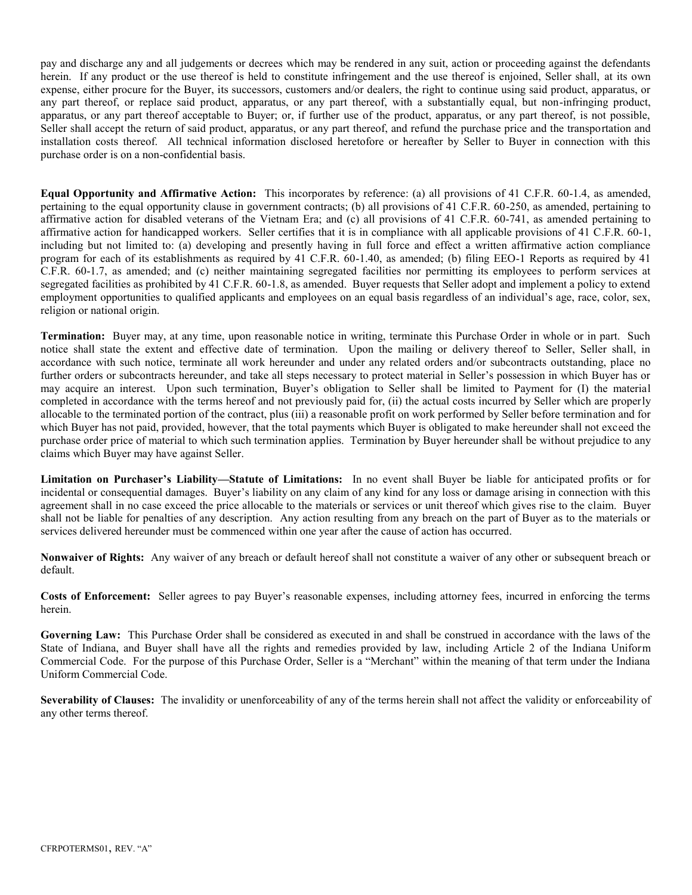pay and discharge any and all judgements or decrees which may be rendered in any suit, action or proceeding against the defendants herein. If any product or the use thereof is held to constitute infringement and the use thereof is enjoined, Seller shall, at its own expense, either procure for the Buyer, its successors, customers and/or dealers, the right to continue using said product, apparatus, or any part thereof, or replace said product, apparatus, or any part thereof, with a substantially equal, but non-infringing product, apparatus, or any part thereof acceptable to Buyer; or, if further use of the product, apparatus, or any part thereof, is not possible, Seller shall accept the return of said product, apparatus, or any part thereof, and refund the purchase price and the transportation and installation costs thereof. All technical information disclosed heretofore or hereafter by Seller to Buyer in connection with this purchase order is on a non-confidential basis.

**Equal Opportunity and Affirmative Action:** This incorporates by reference: (a) all provisions of 41 C.F.R. 60-1.4, as amended, pertaining to the equal opportunity clause in government contracts; (b) all provisions of 41 C.F.R. 60-250, as amended, pertaining to affirmative action for disabled veterans of the Vietnam Era; and (c) all provisions of 41 C.F.R. 60-741, as amended pertaining to affirmative action for handicapped workers. Seller certifies that it is in compliance with all applicable provisions of 41 C.F.R. 60-1, including but not limited to: (a) developing and presently having in full force and effect a written affirmative action compliance program for each of its establishments as required by 41 C.F.R. 60-1.40, as amended; (b) filing EEO-1 Reports as required by 41 C.F.R. 60-1.7, as amended; and (c) neither maintaining segregated facilities nor permitting its employees to perform services at segregated facilities as prohibited by 41 C.F.R. 60-1.8, as amended. Buyer requests that Seller adopt and implement a policy to extend employment opportunities to qualified applicants and employees on an equal basis regardless of an individual's age, race, color, sex, religion or national origin.

**Termination:** Buyer may, at any time, upon reasonable notice in writing, terminate this Purchase Order in whole or in part. Such notice shall state the extent and effective date of termination. Upon the mailing or delivery thereof to Seller, Seller shall, in accordance with such notice, terminate all work hereunder and under any related orders and/or subcontracts outstanding, place no further orders or subcontracts hereunder, and take all steps necessary to protect material in Seller's possession in which Buyer has or may acquire an interest. Upon such termination, Buyer's obligation to Seller shall be limited to Payment for (I) the material completed in accordance with the terms hereof and not previously paid for, (ii) the actual costs incurred by Seller which are properly allocable to the terminated portion of the contract, plus (iii) a reasonable profit on work performed by Seller before termination and for which Buyer has not paid, provided, however, that the total payments which Buyer is obligated to make hereunder shall not exceed the purchase order price of material to which such termination applies. Termination by Buyer hereunder shall be without prejudice to any claims which Buyer may have against Seller.

**Limitation on Purchaser's Liability—Statute of Limitations:** In no event shall Buyer be liable for anticipated profits or for incidental or consequential damages. Buyer's liability on any claim of any kind for any loss or damage arising in connection with this agreement shall in no case exceed the price allocable to the materials or services or unit thereof which gives rise to the claim. Buyer shall not be liable for penalties of any description. Any action resulting from any breach on the part of Buyer as to the materials or services delivered hereunder must be commenced within one year after the cause of action has occurred.

**Nonwaiver of Rights:** Any waiver of any breach or default hereof shall not constitute a waiver of any other or subsequent breach or default.

**Costs of Enforcement:** Seller agrees to pay Buyer's reasonable expenses, including attorney fees, incurred in enforcing the terms herein.

**Governing Law:** This Purchase Order shall be considered as executed in and shall be construed in accordance with the laws of the State of Indiana, and Buyer shall have all the rights and remedies provided by law, including Article 2 of the Indiana Uniform Commercial Code. For the purpose of this Purchase Order, Seller is a "Merchant" within the meaning of that term under the Indiana Uniform Commercial Code.

**Severability of Clauses:** The invalidity or unenforceability of any of the terms herein shall not affect the validity or enforceability of any other terms thereof.

CFRPOTERMS01, REV. "A"